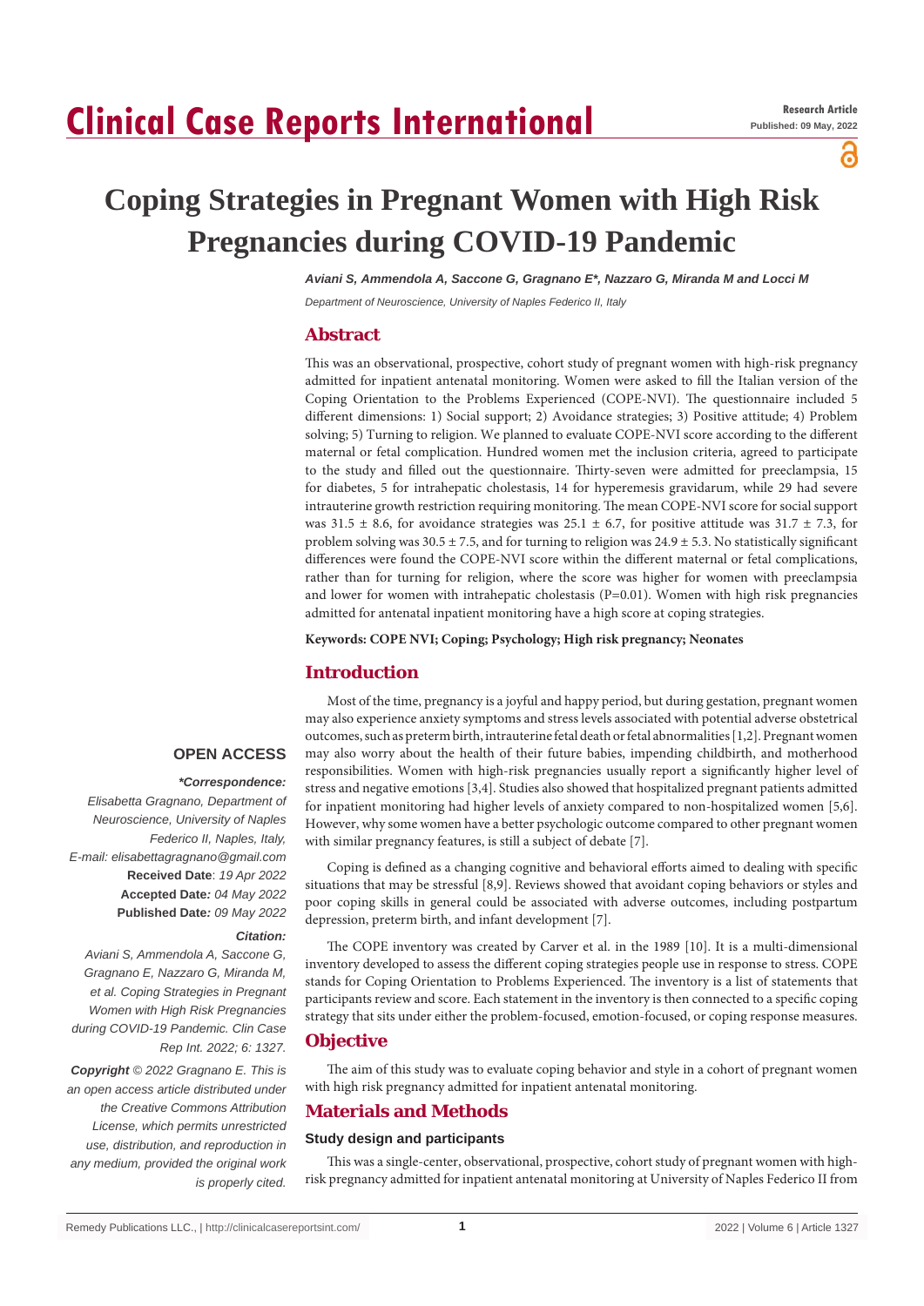Research Article

Published: 09 May, 2022

# Coping Strategies in Pregnant Women with High Risk Pregnancies during COVID-19 Pandemic

*Aviani S, Ammendola A, Saccone G, Gragnano E\*, Nazzaro G, Miranda M and Locci M*

*Department of Neuroscience, University of Naples Federico II, Italy*

## Abstract

This was an observational, prospective, cohort study of pregnant women with high-risk pregnancy admitted for inpatient antenatal monitoring. Women were asked to fill the Italian version of the Coping Orientation to the Problems Experienced (COPE-NVI). The questionnaire included 5 different dimensions: 1) Social support; 2) Avoidance strategies; 3) Positive attitude; 4) Problem solving; 5) Turning to religion. We planned to evaluate COPE-NVI score according to the different maternal or fetal complication. Hundred women met the inclusion criteria, agreed to participate to the study and filled out the questionnaire. Thirty-seven were admitted for preeclampsia, 15 for diabetes, 5 for intrahepatic cholestasis, 14 for hyperemesis gravidarum, while 29 had severe intrauterine growth restriction requiring monitoring. The mean COPE-NVI score for social support was 31.5 ± 8.6, for avoidance strategies was 25.1 ± 6.7, for positive attitude was 31.7 ± 7.3, for problem solving was 30.5 ± 7.5, and for turning to religion was 24.9 ± 5.3. No statistically significant differences were found the COPE-NVI score within the different maternal or fetal complications, rather than for turning for religion, where the score was higher for women with preeclampsia and lower for women with intrahepatic cholestasis (P=0.01). Women with high risk pregnancies admitted for antenatal inpatient monitoring have a high score at coping strategies.

**Keywords: COPE NVI; Coping; Psychology; High risk pregnancy; Neonates**

**OPEN ACCESS**

***Correspondence:***

*Elisabetta Gragnano, Department of Neuroscience, University of Naples Federico II, Naples, Italy,*

*E-mail: elisabettagragnano@gmail.com*

**Received Date**: *19 Apr 2022*

**Accepted Date***: 04 May 2022*

**Published Date***: 09 May 2022*

***Citation:***

*Aviani S, Ammendola A, Saccone G, Gragnano E, Nazzaro G, Miranda M, et al. Coping Strategies in Pregnant Women with High Risk Pregnancies during COVID-19 Pandemic. Clin Case Rep Int. 2022; 6: 1327.*

***Copyright** © 2022 Gragnano E. This is an open access article distributed under the Creative Commons Attribution License, which permits unrestricted use, distribution, and reproduction in any medium, provided the original work is properly cited.*

## Introduction

Most of the time, pregnancy is a joyful and happy period, but during gestation, pregnant women may also experience anxiety symptoms and stress levels associated with potential adverse obstetrical outcomes, such as preterm birth, intrauterine fetal death or fetal abnormalities [1,2]. Pregnant women may also worry about the health of their future babies, impending childbirth, and motherhood responsibilities. Women with high-risk pregnancies usually report a significantly higher level of stress and negative emotions [3,4]. Studies also showed that hospitalized pregnant patients admitted for inpatient monitoring had higher levels of anxiety compared to non-hospitalized women [5,6]. However, why some women have a better psychologic outcome compared to other pregnant women with similar pregnancy features, is still a subject of debate [7].

Coping is defined as a changing cognitive and behavioral efforts aimed to dealing with specific situations that may be stressful [8,9]. Reviews showed that avoidant coping behaviors or styles and poor coping skills in general could be associated with adverse outcomes, including postpartum depression, preterm birth, and infant development [7].

The COPE inventory was created by Carver et al. in the 1989 [10]. It is a multi-dimensional inventory developed to assess the different coping strategies people use in response to stress. COPE stands for Coping Orientation to Problems Experienced. The inventory is a list of statements that participants review and score. Each statement in the inventory is then connected to a specific coping strategy that sits under either the problem-focused, emotion-focused, or coping response measures.

## Objective

The aim of this study was to evaluate coping behavior and style in a cohort of pregnant women with high risk pregnancy admitted for inpatient antenatal monitoring.

## Materials and Methods

### Study design and participants

This was a single-center, observational, prospective, cohort study of pregnant women with high-risk pregnancy admitted for inpatient antenatal monitoring at University of Naples Federico II from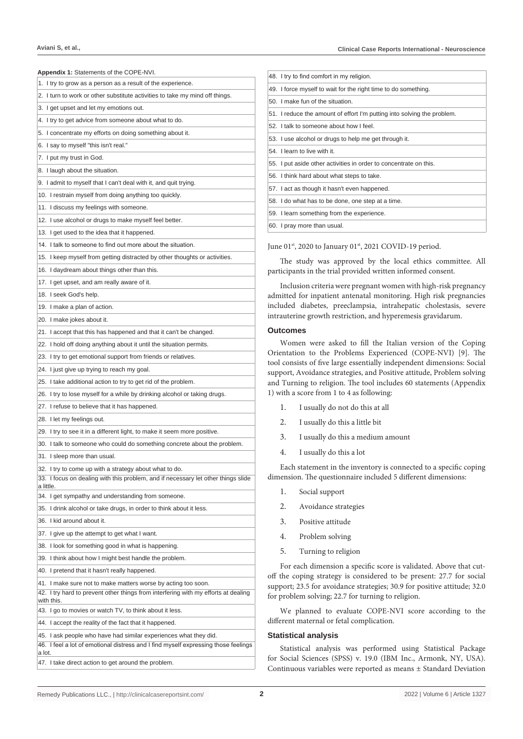**Appendix 1:** Statements of the COPE-NVI.

| |
|---|
| 1. I try to grow as a person as a result of the experience. |
| 2. I turn to work or other substitute activities to take my mind off things. |
| 3. I get upset and let my emotions out. |
| 4. I try to get advice from someone about what to do. |
| 5. I concentrate my efforts on doing something about it. |
| 6. I say to myself "this isn't real." |
| 7. I put my trust in God. |
| 8. I laugh about the situation. |
| 9. I admit to myself that I can't deal with it, and quit trying. |
| 10. I restrain myself from doing anything too quickly. |
| 11. I discuss my feelings with someone. |
| 12. I use alcohol or drugs to make myself feel better. |
| 13. I get used to the idea that it happened. |
| 14. I talk to someone to find out more about the situation. |
| 15. I keep myself from getting distracted by other thoughts or activities. |
| 16. I daydream about things other than this. |
| 17. I get upset, and am really aware of it. |
| 18. I seek God's help. |
| 19. I make a plan of action. |
| 20. I make jokes about it. |
| 21. I accept that this has happened and that it can't be changed. |
| 22. I hold off doing anything about it until the situation permits. |
| 23. I try to get emotional support from friends or relatives. |
| 24. I just give up trying to reach my goal. |
| 25. I take additional action to try to get rid of the problem. |
| 26. I try to lose myself for a while by drinking alcohol or taking drugs. |
| 27. I refuse to believe that it has happened. |
| 28. I let my feelings out. |
| 29. I try to see it in a different light, to make it seem more positive. |
| 30. I talk to someone who could do something concrete about the problem. |
| 31. I sleep more than usual. |
| 32. I try to come up with a strategy about what to do. |
| 33. I focus on dealing with this problem, and if necessary let other things slide a little. |
| 34. I get sympathy and understanding from someone. |
| 35. I drink alcohol or take drugs, in order to think about it less. |
| 36. I kid around about it. |
| 37. I give up the attempt to get what I want. |
| 38. I look for something good in what is happening. |
| 39. I think about how I might best handle the problem. |
| 40. I pretend that it hasn't really happened. |
| 41. I make sure not to make matters worse by acting too soon. |
| 42. I try hard to prevent other things from interfering with my efforts at dealing with this. |
| 43. I go to movies or watch TV, to think about it less. |
| 44. I accept the reality of the fact that it happened. |
| 45. I ask people who have had similar experiences what they did. |
| 46. I feel a lot of emotional distress and I find myself expressing those feelings a lot. |
| 47. I take direct action to get around the problem. |
| 48. I try to find comfort in my religion. |
| 49. I force myself to wait for the right time to do something. |
| 50. I make fun of the situation. |
| 51. I reduce the amount of effort I'm putting into solving the problem. |
| 52. I talk to someone about how I feel. |
| 53. I use alcohol or drugs to help me get through it. |
| 54. I learn to live with it. |
| 55. I put aside other activities in order to concentrate on this. |
| 56. I think hard about what steps to take. |
| 57. I act as though it hasn't even happened. |
| 58. I do what has to be done, one step at a time. |
| 59. I learn something from the experience. |
| 60. I pray more than usual. |

June 01st, 2020 to January 01st, 2021 COVID-19 period.

The study was approved by the local ethics committee. All participants in the trial provided written informed consent.

Inclusion criteria were pregnant women with high-risk pregnancy admitted for inpatient antenatal monitoring. High risk pregnancies included diabetes, preeclampsia, intrahepatic cholestasis, severe intrauterine growth restriction, and hyperemesis gravidarum.

### Outcomes

Women were asked to fill the Italian version of the Coping Orientation to the Problems Experienced (COPE-NVI) [9]. The tool consists of five large essentially independent dimensions: Social support, Avoidance strategies, and Positive attitude, Problem solving and Turning to religion. The tool includes 60 statements (Appendix 1) with a score from 1 to 4 as following:

1. I usually do not do this at all
2. I usually do this a little bit
3. I usually do this a medium amount
4. I usually do this a lot

Each statement in the inventory is connected to a specific coping dimension. The questionnaire included 5 different dimensions:

1. Social support
2. Avoidance strategies
3. Positive attitude
4. Problem solving
5. Turning to religion

For each dimension a specific score is validated. Above that cut-off the coping strategy is considered to be present: 27.7 for social support; 23.5 for avoidance strategies; 30.9 for positive attitude; 32.0 for problem solving; 22.7 for turning to religion.

We planned to evaluate COPE-NVI score according to the different maternal or fetal complication.

### Statistical analysis

Statistical analysis was performed using Statistical Package for Social Sciences (SPSS) v. 19.0 (IBM Inc., Armonk, NY, USA). Continuous variables were reported as means ± Standard Deviation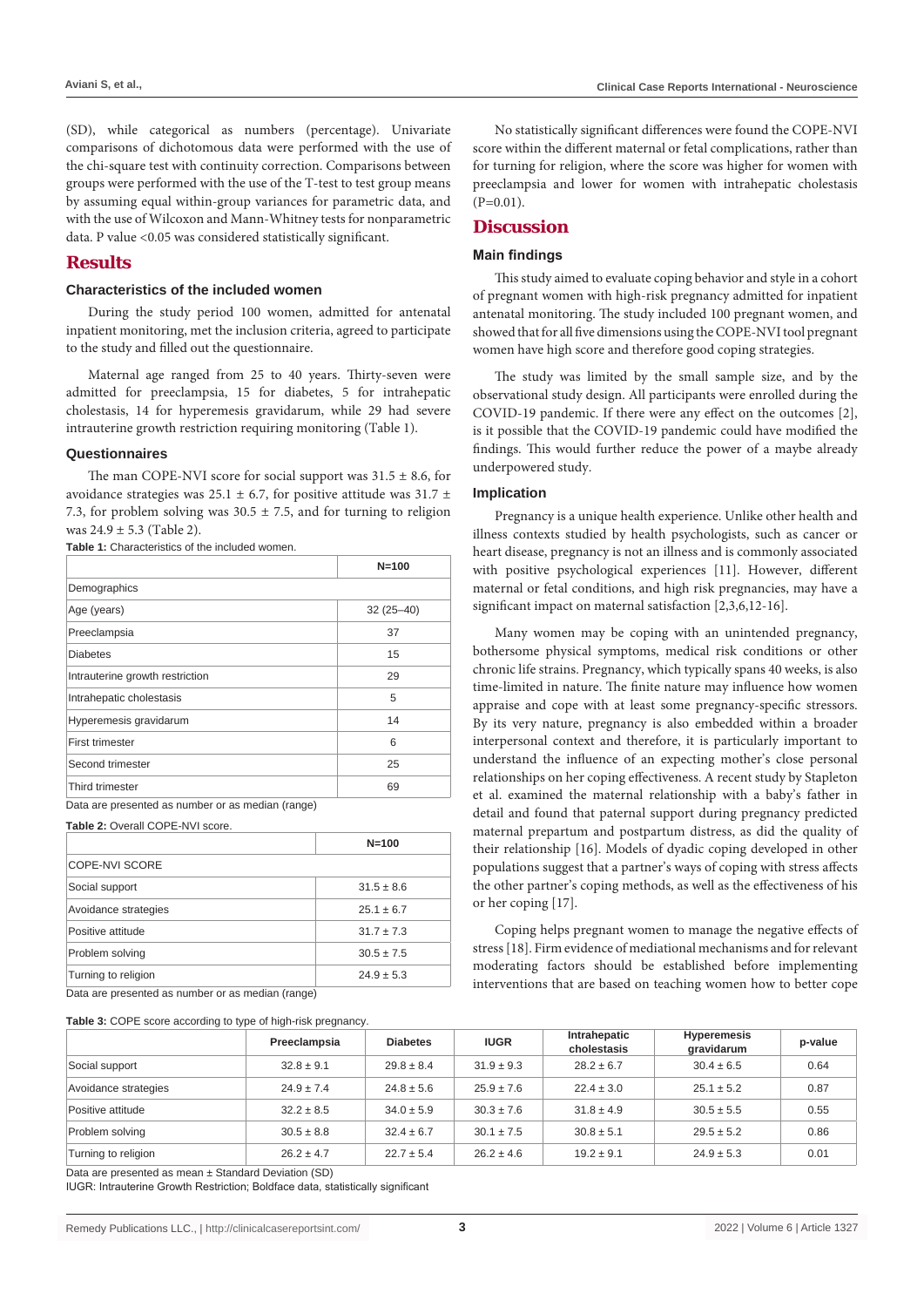(SD), while categorical as numbers (percentage). Univariate comparisons of dichotomous data were performed with the use of the chi-square test with continuity correction. Comparisons between groups were performed with the use of the T-test to test group means by assuming equal within-group variances for parametric data, and with the use of Wilcoxon and Mann-Whitney tests for nonparametric data. P value <0.05 was considered statistically significant.

## Results

### Characteristics of the included women

During the study period 100 women, admitted for antenatal inpatient monitoring, met the inclusion criteria, agreed to participate to the study and filled out the questionnaire.

Maternal age ranged from 25 to 40 years. Thirty-seven were admitted for preeclampsia, 15 for diabetes, 5 for intrahepatic cholestasis, 14 for hyperemesis gravidarum, while 29 had severe intrauterine growth restriction requiring monitoring (Table 1).

### Questionnaires

The man COPE-NVI score for social support was 31.5 ± 8.6, for avoidance strategies was 25.1 ± 6.7, for positive attitude was 31.7 ± 7.3, for problem solving was 30.5 ± 7.5, and for turning to religion was 24.9 ± 5.3 (Table 2).

**Table 1:** Characteristics of the included women.

| | N=100 |
|---|---|
| Demographics | |
| Age (years) | 32 (25–40) |
| Preeclampsia | 37 |
| Diabetes | 15 |
| Intrauterine growth restriction | 29 |
| Intrahepatic cholestasis | 5 |
| Hyperemesis gravidarum | 14 |
| First trimester | 6 |
| Second trimester | 25 |
| Third trimester | 69 |

Data are presented as number or as median (range)

**Table 2:** Overall COPE-NVI score.

| | N=100 |
|---|---|
| COPE-NVI SCORE | |
| Social support | 31.5 ± 8.6 |
| Avoidance strategies | 25.1 ± 6.7 |
| Positive attitude | 31.7 ± 7.3 |
| Problem solving | 30.5 ± 7.5 |
| Turning to religion | 24.9 ± 5.3 |

Data are presented as number or as median (range)

No statistically significant differences were found the COPE-NVI score within the different maternal or fetal complications, rather than for turning for religion, where the score was higher for women with preeclampsia and lower for women with intrahepatic cholestasis (P=0.01).

## Discussion

### Main findings

This study aimed to evaluate coping behavior and style in a cohort of pregnant women with high-risk pregnancy admitted for inpatient antenatal monitoring. The study included 100 pregnant women, and showed that for all five dimensions using the COPE-NVI tool pregnant women have high score and therefore good coping strategies.

The study was limited by the small sample size, and by the observational study design. All participants were enrolled during the COVID-19 pandemic. If there were any effect on the outcomes [2], is it possible that the COVID-19 pandemic could have modified the findings. This would further reduce the power of a maybe already underpowered study.

### Implication

Pregnancy is a unique health experience. Unlike other health and illness contexts studied by health psychologists, such as cancer or heart disease, pregnancy is not an illness and is commonly associated with positive psychological experiences [11]. However, different maternal or fetal conditions, and high risk pregnancies, may have a significant impact on maternal satisfaction [2,3,6,12-16].

Many women may be coping with an unintended pregnancy, bothersome physical symptoms, medical risk conditions or other chronic life strains. Pregnancy, which typically spans 40 weeks, is also time-limited in nature. The finite nature may influence how women appraise and cope with at least some pregnancy-specific stressors. By its very nature, pregnancy is also embedded within a broader interpersonal context and therefore, it is particularly important to understand the influence of an expecting mother's close personal relationships on her coping effectiveness. A recent study by Stapleton et al. examined the maternal relationship with a baby's father in detail and found that paternal support during pregnancy predicted maternal prepartum and postpartum distress, as did the quality of their relationship [16]. Models of dyadic coping developed in other populations suggest that a partner's ways of coping with stress affects the other partner's coping methods, as well as the effectiveness of his or her coping [17].

Coping helps pregnant women to manage the negative effects of stress [18]. Firm evidence of mediational mechanisms and for relevant moderating factors should be established before implementing interventions that are based on teaching women how to better cope

**Table 3:** COPE score according to type of high-risk pregnancy.

| | Preeclampsia | Diabetes | IUGR | Intrahepatic cholestasis | Hyperemesis gravidarum | p-value |
|---|---|---|---|---|---|---|
| Social support | 32.8 ± 9.1 | 29.8 ± 8.4 | 31.9 ± 9.3 | 28.2 ± 6.7 | 30.4 ± 6.5 | 0.64 |
| Avoidance strategies | 24.9 ± 7.4 | 24.8 ± 5.6 | 25.9 ± 7.6 | 22.4 ± 3.0 | 25.1 ± 5.2 | 0.87 |
| Positive attitude | 32.2 ± 8.5 | 34.0 ± 5.9 | 30.3 ± 7.6 | 31.8 ± 4.9 | 30.5 ± 5.5 | 0.55 |
| Problem solving | 30.5 ± 8.8 | 32.4 ± 6.7 | 30.1 ± 7.5 | 30.8 ± 5.1 | 29.5 ± 5.2 | 0.86 |
| Turning to religion | 26.2 ± 4.7 | 22.7 ± 5.4 | 26.2 ± 4.6 | 19.2 ± 9.1 | 24.9 ± 5.3 | 0.01 |

Data are presented as mean ± Standard Deviation (SD)

IUGR: Intrauterine Growth Restriction; Boldface data, statistically significant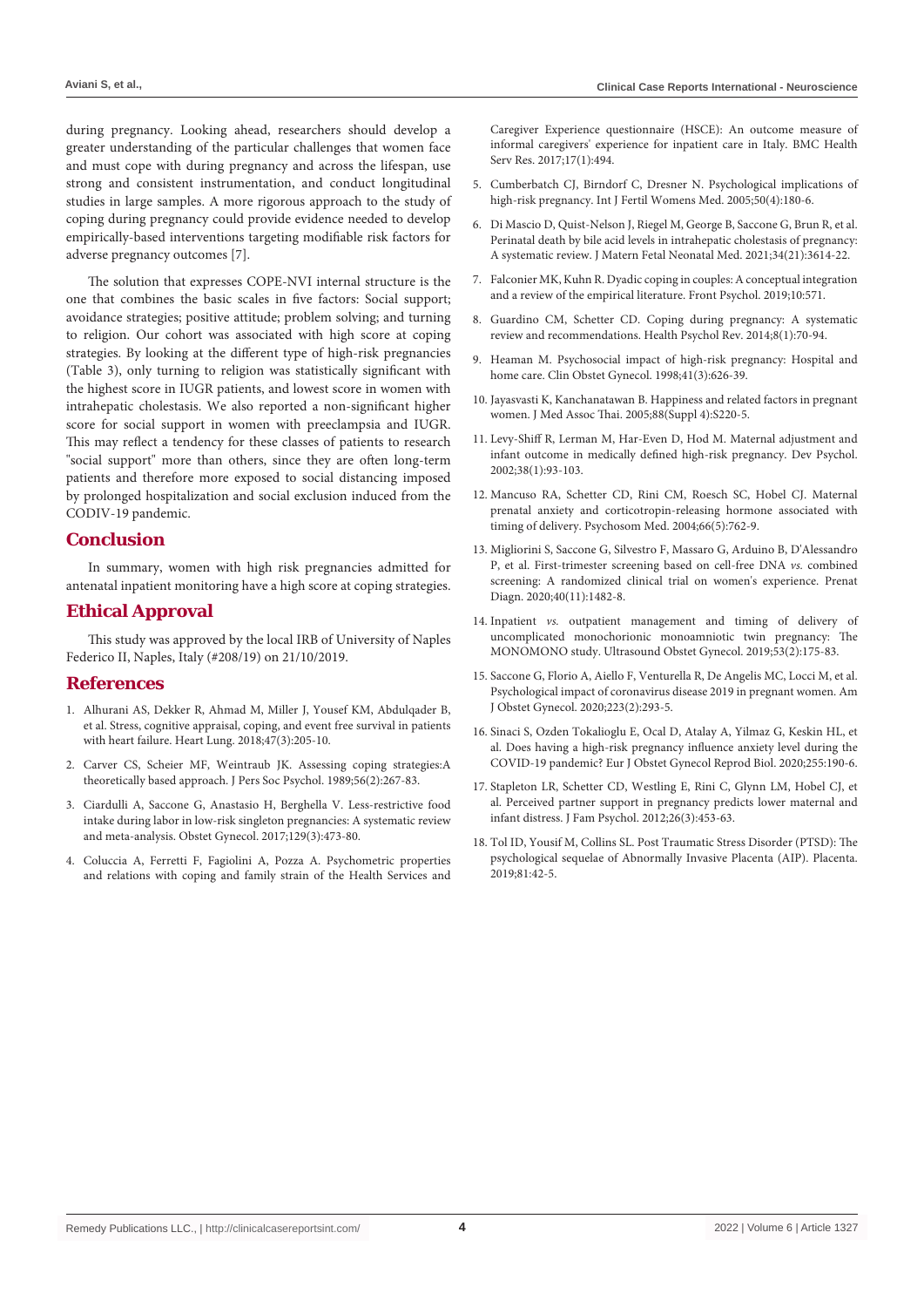during pregnancy. Looking ahead, researchers should develop a greater understanding of the particular challenges that women face and must cope with during pregnancy and across the lifespan, use strong and consistent instrumentation, and conduct longitudinal studies in large samples. A more rigorous approach to the study of coping during pregnancy could provide evidence needed to develop empirically-based interventions targeting modifiable risk factors for adverse pregnancy outcomes [7].

The solution that expresses COPE-NVI internal structure is the one that combines the basic scales in five factors: Social support; avoidance strategies; positive attitude; problem solving; and turning to religion. Our cohort was associated with high score at coping strategies. By looking at the different type of high-risk pregnancies (Table 3), only turning to religion was statistically significant with the highest score in IUGR patients, and lowest score in women with intrahepatic cholestasis. We also reported a non-significant higher score for social support in women with preeclampsia and IUGR. This may reflect a tendency for these classes of patients to research "social support" more than others, since they are often long-term patients and therefore more exposed to social distancing imposed by prolonged hospitalization and social exclusion induced from the CODIV-19 pandemic.

## Conclusion

In summary, women with high risk pregnancies admitted for antenatal inpatient monitoring have a high score at coping strategies.

## Ethical Approval

This study was approved by the local IRB of University of Naples Federico II, Naples, Italy (#208/19) on 21/10/2019.

## References

1. Alhurani AS, Dekker R, Ahmad M, Miller J, Yousef KM, Abdulqader B, et al. Stress, cognitive appraisal, coping, and event free survival in patients with heart failure. Heart Lung. 2018;47(3):205-10.
2. Carver CS, Scheier MF, Weintraub JK. Assessing coping strategies:A theoretically based approach. J Pers Soc Psychol. 1989;56(2):267-83.
3. Ciardulli A, Saccone G, Anastasio H, Berghella V. Less-restrictive food intake during labor in low-risk singleton pregnancies: A systematic review and meta-analysis. Obstet Gynecol. 2017;129(3):473-80.
4. Coluccia A, Ferretti F, Fagiolini A, Pozza A. Psychometric properties and relations with coping and family strain of the Health Services and Caregiver Experience questionnaire (HSCE): An outcome measure of informal caregivers' experience for inpatient care in Italy. BMC Health Serv Res. 2017;17(1):494.
5. Cumberbatch CJ, Birndorf C, Dresner N. Psychological implications of high-risk pregnancy. Int J Fertil Womens Med. 2005;50(4):180-6.
6. Di Mascio D, Quist-Nelson J, Riegel M, George B, Saccone G, Brun R, et al. Perinatal death by bile acid levels in intrahepatic cholestasis of pregnancy: A systematic review. J Matern Fetal Neonatal Med. 2021;34(21):3614-22.
7. Falconier MK, Kuhn R. Dyadic coping in couples: A conceptual integration and a review of the empirical literature. Front Psychol. 2019;10:571.
8. Guardino CM, Schetter CD. Coping during pregnancy: A systematic review and recommendations. Health Psychol Rev. 2014;8(1):70-94.
9. Heaman M. Psychosocial impact of high-risk pregnancy: Hospital and home care. Clin Obstet Gynecol. 1998;41(3):626-39.
10. Jayasvasti K, Kanchanatawan B. Happiness and related factors in pregnant women. J Med Assoc Thai. 2005;88(Suppl 4):S220-5.
11. Levy-Shiff R, Lerman M, Har-Even D, Hod M. Maternal adjustment and infant outcome in medically defined high-risk pregnancy. Dev Psychol. 2002;38(1):93-103.
12. Mancuso RA, Schetter CD, Rini CM, Roesch SC, Hobel CJ. Maternal prenatal anxiety and corticotropin-releasing hormone associated with timing of delivery. Psychosom Med. 2004;66(5):762-9.
13. Migliorini S, Saccone G, Silvestro F, Massaro G, Arduino B, D'Alessandro P, et al. First-trimester screening based on cell-free DNA *vs.* combined screening: A randomized clinical trial on women's experience. Prenat Diagn. 2020;40(11):1482-8.
14. Inpatient *vs.* outpatient management and timing of delivery of uncomplicated monochorionic monoamniotic twin pregnancy: The MONOMONO study. Ultrasound Obstet Gynecol. 2019;53(2):175-83.
15. Saccone G, Florio A, Aiello F, Venturella R, De Angelis MC, Locci M, et al. Psychological impact of coronavirus disease 2019 in pregnant women. Am J Obstet Gynecol. 2020;223(2):293-5.
16. Sinaci S, Ozden Tokalioglu E, Ocal D, Atalay A, Yilmaz G, Keskin HL, et al. Does having a high-risk pregnancy influence anxiety level during the COVID-19 pandemic? Eur J Obstet Gynecol Reprod Biol. 2020;255:190-6.
17. Stapleton LR, Schetter CD, Westling E, Rini C, Glynn LM, Hobel CJ, et al. Perceived partner support in pregnancy predicts lower maternal and infant distress. J Fam Psychol. 2012;26(3):453-63.
18. Tol ID, Yousif M, Collins SL. Post Traumatic Stress Disorder (PTSD): The psychological sequelae of Abnormally Invasive Placenta (AIP). Placenta. 2019;81:42-5.